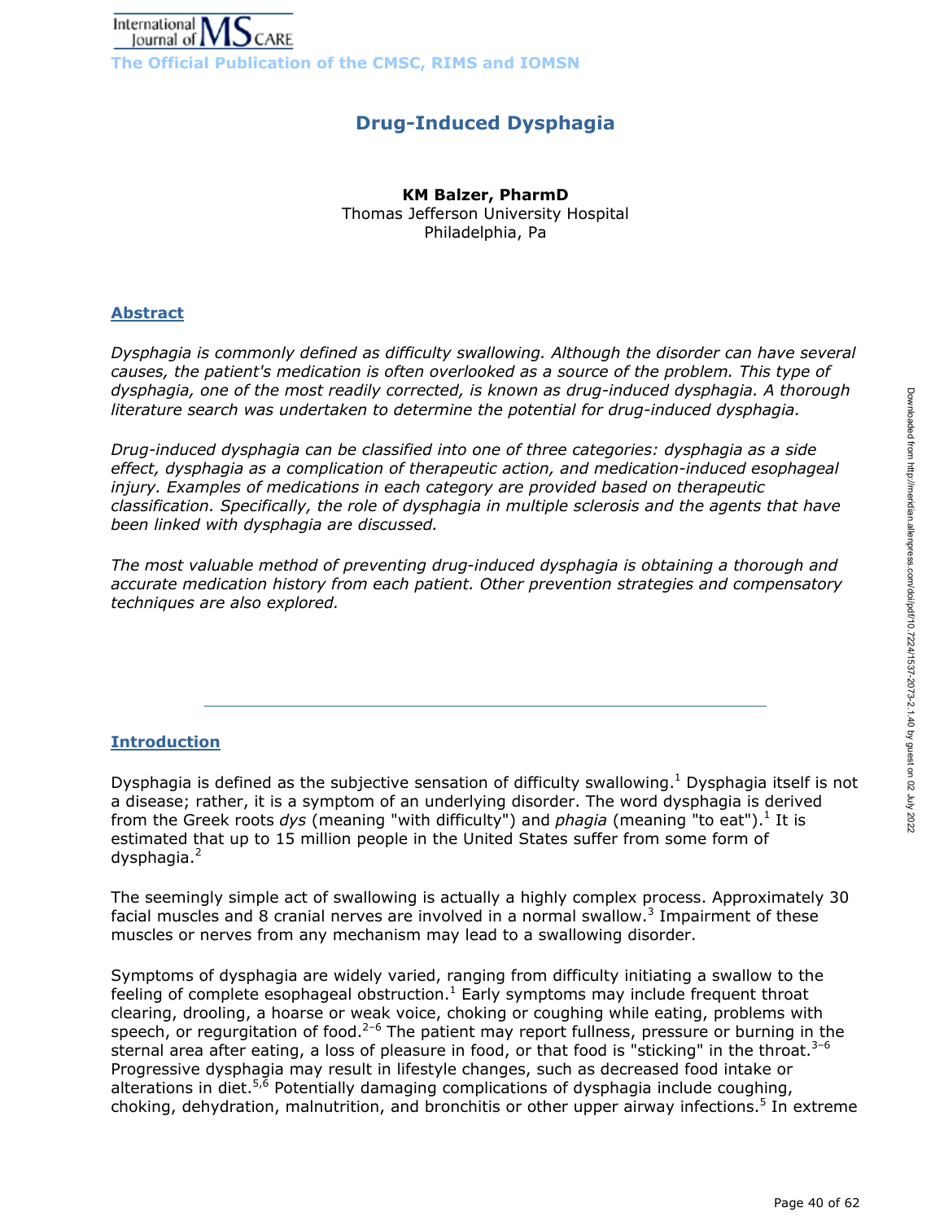# Drug-Induced Dysphagia

**KM Balzer, PharmD**
Thomas Jefferson University Hospital
Philadelphia, Pa

## Abstract

*Dysphagia is commonly defined as difficulty swallowing. Although the disorder can have several causes, the patient's medication is often overlooked as a source of the problem. This type of dysphagia, one of the most readily corrected, is known as drug-induced dysphagia. A thorough literature search was undertaken to determine the potential for drug-induced dysphagia.*

*Drug-induced dysphagia can be classified into one of three categories: dysphagia as a side effect, dysphagia as a complication of therapeutic action, and medication-induced esophageal injury. Examples of medications in each category are provided based on therapeutic classification. Specifically, the role of dysphagia in multiple sclerosis and the agents that have been linked with dysphagia are discussed.*

*The most valuable method of preventing drug-induced dysphagia is obtaining a thorough and accurate medication history from each patient. Other prevention strategies and compensatory techniques are also explored.*

---

## Introduction

Dysphagia is defined as the subjective sensation of difficulty swallowing.[1] Dysphagia itself is not a disease; rather, it is a symptom of an underlying disorder. The word dysphagia is derived from the Greek roots *dys* (meaning "with difficulty") and *phagia* (meaning "to eat").[1] It is estimated that up to 15 million people in the United States suffer from some form of dysphagia.[2]

The seemingly simple act of swallowing is actually a highly complex process. Approximately 30 facial muscles and 8 cranial nerves are involved in a normal swallow.[3] Impairment of these muscles or nerves from any mechanism may lead to a swallowing disorder.

Symptoms of dysphagia are widely varied, ranging from difficulty initiating a swallow to the feeling of complete esophageal obstruction.[1] Early symptoms may include frequent throat clearing, drooling, a hoarse or weak voice, choking or coughing while eating, problems with speech, or regurgitation of food.[2–6] The patient may report fullness, pressure or burning in the sternal area after eating, a loss of pleasure in food, or that food is "sticking" in the throat.[3–6] Progressive dysphagia may result in lifestyle changes, such as decreased food intake or alterations in diet.[5,6] Potentially damaging complications of dysphagia include coughing, choking, dehydration, malnutrition, and bronchitis or other upper airway infections.[5] In extreme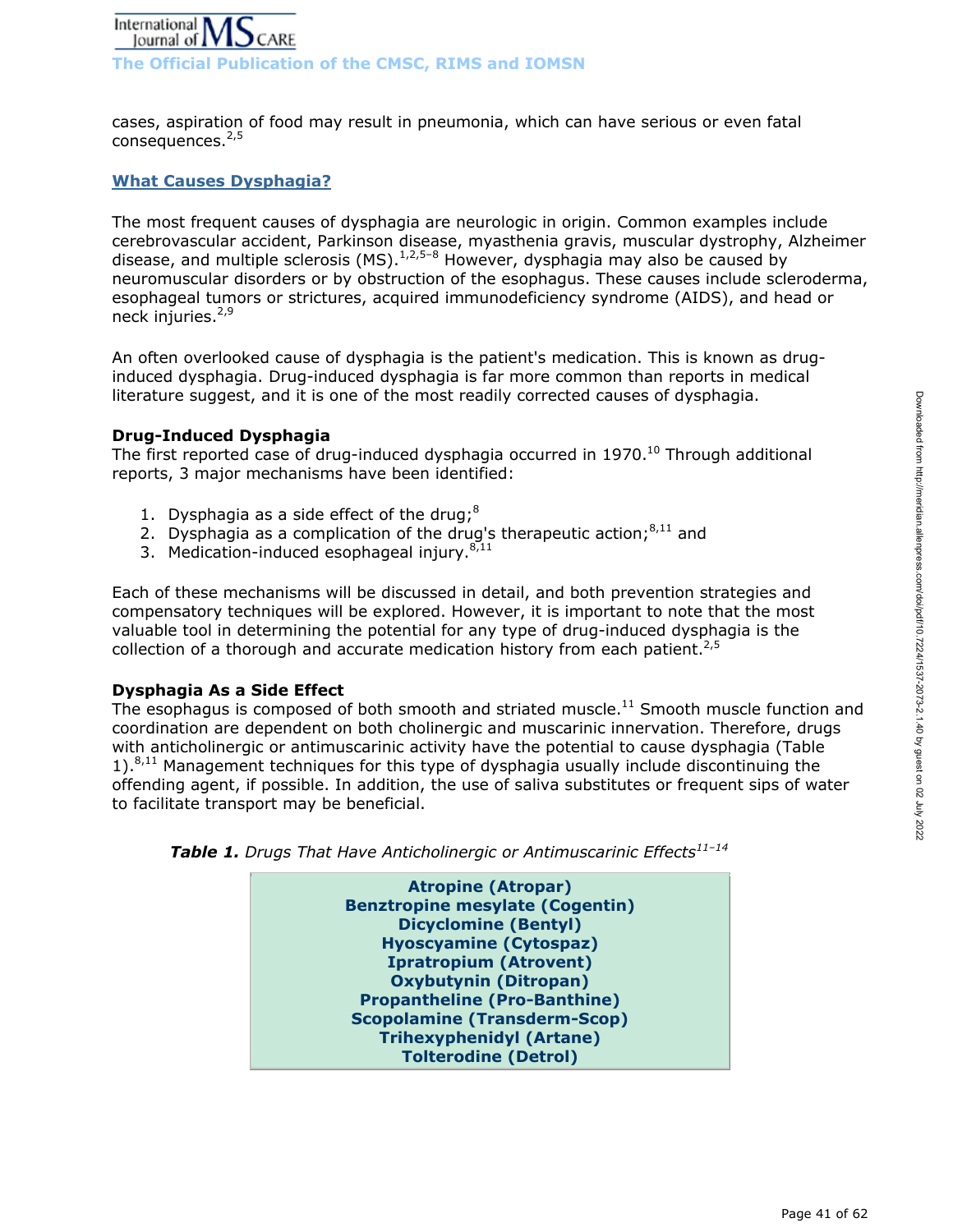cases, aspiration of food may result in pneumonia, which can have serious or even fatal consequences.[2,5]

## What Causes Dysphagia?

The most frequent causes of dysphagia are neurologic in origin. Common examples include cerebrovascular accident, Parkinson disease, myasthenia gravis, muscular dystrophy, Alzheimer disease, and multiple sclerosis (MS).[1,2,5–8] However, dysphagia may also be caused by neuromuscular disorders or by obstruction of the esophagus. These causes include scleroderma, esophageal tumors or strictures, acquired immunodeficiency syndrome (AIDS), and head or neck injuries.[2,9]

An often overlooked cause of dysphagia is the patient's medication. This is known as drug-induced dysphagia. Drug-induced dysphagia is far more common than reports in medical literature suggest, and it is one of the most readily corrected causes of dysphagia.

### Drug-Induced Dysphagia

The first reported case of drug-induced dysphagia occurred in 1970.[10] Through additional reports, 3 major mechanisms have been identified:

1. Dysphagia as a side effect of the drug;[8]
2. Dysphagia as a complication of the drug's therapeutic action;[8,11] and
3. Medication-induced esophageal injury.[8,11]

Each of these mechanisms will be discussed in detail, and both prevention strategies and compensatory techniques will be explored. However, it is important to note that the most valuable tool in determining the potential for any type of drug-induced dysphagia is the collection of a thorough and accurate medication history from each patient.[2,5]

### Dysphagia As a Side Effect

The esophagus is composed of both smooth and striated muscle.[11] Smooth muscle function and coordination are dependent on both cholinergic and muscarinic innervation. Therefore, drugs with anticholinergic or antimuscarinic activity have the potential to cause dysphagia (Table 1).[8,11] Management techniques for this type of dysphagia usually include discontinuing the offending agent, if possible. In addition, the use of saliva substitutes or frequent sips of water to facilitate transport may be beneficial.

***Table 1.*** *Drugs That Have Anticholinergic or Antimuscarinic Effects*[11–14]

| Drugs |
|---|
| Atropine (Atropar) |
| Benztropine mesylate (Cogentin) |
| Dicyclomine (Bentyl) |
| Hyoscyamine (Cytospaz) |
| Ipratropium (Atrovent) |
| Oxybutynin (Ditropan) |
| Propantheline (Pro-Banthine) |
| Scopolamine (Transderm-Scop) |
| Trihexyphenidyl (Artane) |
| Tolterodine (Detrol) |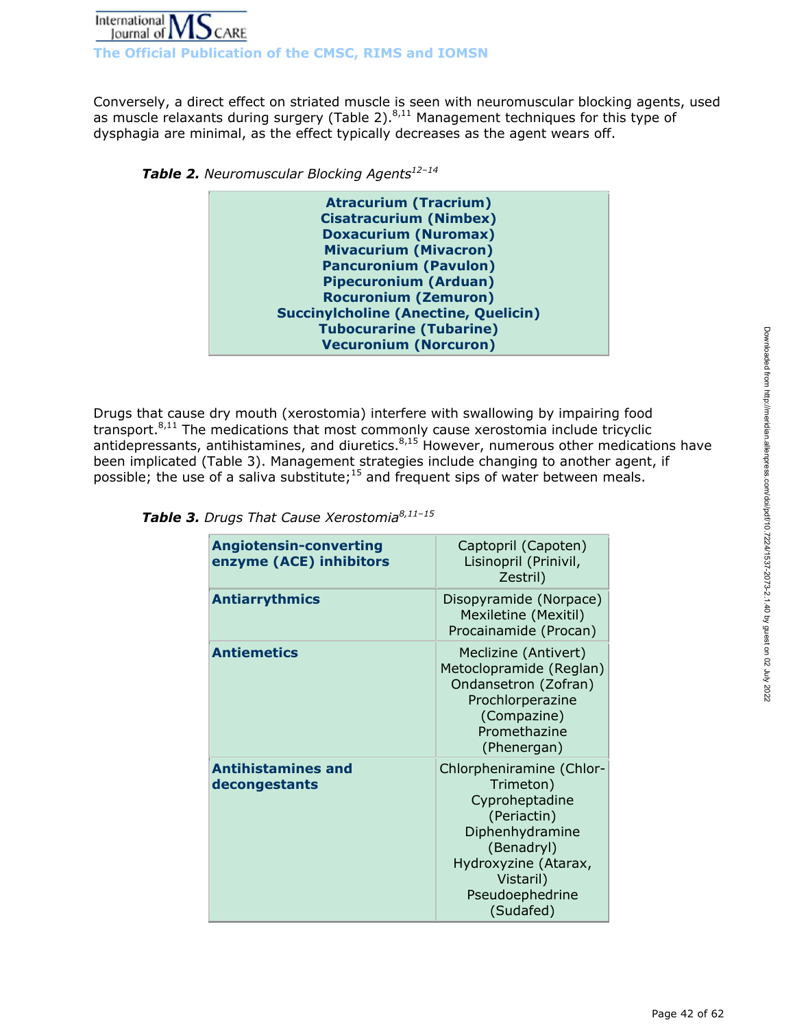Conversely, a direct effect on striated muscle is seen with neuromuscular blocking agents, used as muscle relaxants during surgery (Table 2).[8,11] Management techniques for this type of dysphagia are minimal, as the effect typically decreases as the agent wears off.

***Table 2.*** *Neuromuscular Blocking Agents*[12–14]

| **Neuromuscular Blocking Agents** |
|---|
| **Atracurium (Tracrium)** |
| **Cisatracurium (Nimbex)** |
| **Doxacurium (Nuromax)** |
| **Mivacurium (Mivacron)** |
| **Pancuronium (Pavulon)** |
| **Pipecuronium (Arduan)** |
| **Rocuronium (Zemuron)** |
| **Succinylcholine (Anectine, Quelicin)** |
| **Tubocurarine (Tubarine)** |
| **Vecuronium (Norcuron)** |

Drugs that cause dry mouth (xerostomia) interfere with swallowing by impairing food transport.[8,11] The medications that most commonly cause xerostomia include tricyclic antidepressants, antihistamines, and diuretics.[8,15] However, numerous other medications have been implicated (Table 3). Management strategies include changing to another agent, if possible; the use of a saliva substitute;[15] and frequent sips of water between meals.

***Table 3.*** *Drugs That Cause Xerostomia*[8,11–15]

| Drug class | Drugs |
|---|---|
| **Angiotensin-converting enzyme (ACE) inhibitors** | Captopril (Capoten)<br>Lisinopril (Prinivil, Zestril) |
| **Antiarrythmics** | Disopyramide (Norpace)<br>Mexiletine (Mexitil)<br>Procainamide (Procan) |
| **Antiemetics** | Meclizine (Antivert)<br>Metoclopramide (Reglan)<br>Ondansetron (Zofran)<br>Prochlorperazine (Compazine)<br>Promethazine (Phenergan) |
| **Antihistamines and decongestants** | Chlorpheniramine (Chlor-Trimeton)<br>Cyproheptadine (Periactin)<br>Diphenhydramine (Benadryl)<br>Hydroxyzine (Atarax, Vistaril)<br>Pseudoephedrine (Sudafed) |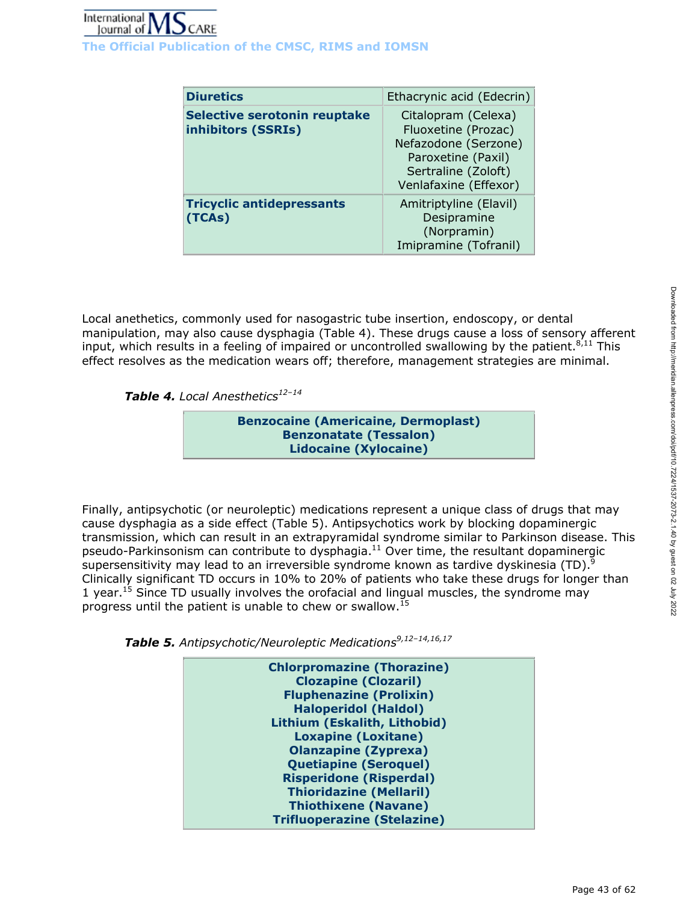| Diuretics | Ethacrynic acid (Edecrin) |
|---|---|
| **Selective serotonin reuptake inhibitors (SSRIs)** | Citalopram (Celexa)<br>Fluoxetine (Prozac)<br>Nefazodone (Serzone)<br>Paroxetine (Paxil)<br>Sertraline (Zoloft)<br>Venlafaxine (Effexor) |
| **Tricyclic antidepressants (TCAs)** | Amitriptyline (Elavil)<br>Desipramine (Norpramin)<br>Imipramine (Tofranil) |

Local anethetics, commonly used for nasogastric tube insertion, endoscopy, or dental manipulation, may also cause dysphagia (Table 4). These drugs cause a loss of sensory afferent input, which results in a feeling of impaired or uncontrolled swallowing by the patient.[8,11] This effect resolves as the medication wears off; therefore, management strategies are minimal.

***Table 4.*** *Local Anesthetics*[12–14]

| **Benzocaine (Americaine, Dermoplast)**<br>**Benzonatate (Tessalon)**<br>**Lidocaine (Xylocaine)** |
|---|

Finally, antipsychotic (or neuroleptic) medications represent a unique class of drugs that may cause dysphagia as a side effect (Table 5). Antipsychotics work by blocking dopaminergic transmission, which can result in an extrapyramidal syndrome similar to Parkinson disease. This pseudo-Parkinsonism can contribute to dysphagia.[11] Over time, the resultant dopaminergic supersensitivity may lead to an irreversible syndrome known as tardive dyskinesia (TD).[9] Clinically significant TD occurs in 10% to 20% of patients who take these drugs for longer than 1 year.[15] Since TD usually involves the orofacial and lingual muscles, the syndrome may progress until the patient is unable to chew or swallow.[15]

***Table 5.*** *Antipsychotic/Neuroleptic Medications*[9,12–14,16,17]

| **Chlorpromazine (Thorazine)**<br>**Clozapine (Clozaril)**<br>**Fluphenazine (Prolixin)**<br>**Haloperidol (Haldol)**<br>**Lithium (Eskalith, Lithobid)**<br>**Loxapine (Loxitane)**<br>**Olanzapine (Zyprexa)**<br>**Quetiapine (Seroquel)**<br>**Risperidone (Risperdal)**<br>**Thioridazine (Mellaril)**<br>**Thiothixene (Navane)**<br>**Trifluoperazine (Stelazine)** |
|---|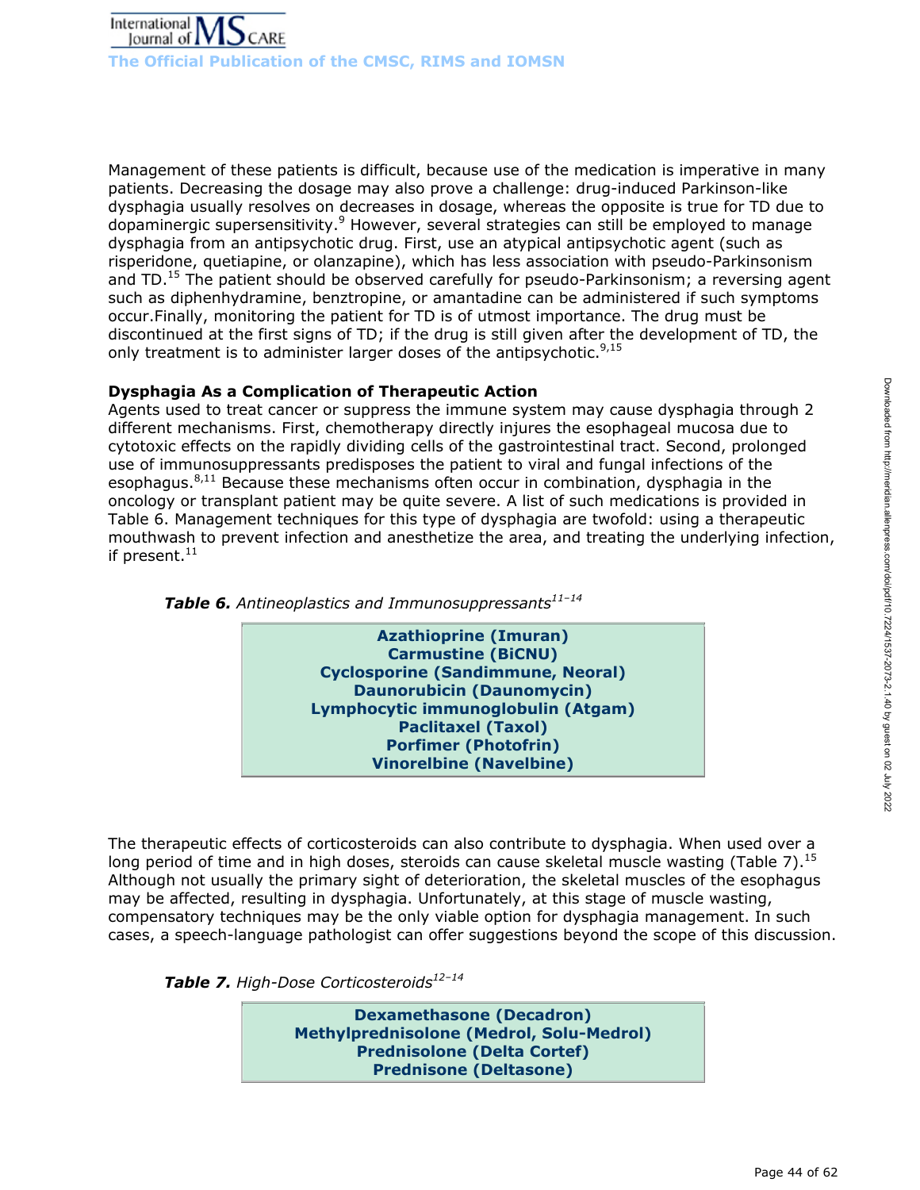Management of these patients is difficult, because use of the medication is imperative in many patients. Decreasing the dosage may also prove a challenge: drug-induced Parkinson-like dysphagia usually resolves on decreases in dosage, whereas the opposite is true for TD due to dopaminergic supersensitivity.[9] However, several strategies can still be employed to manage dysphagia from an antipsychotic drug. First, use an atypical antipsychotic agent (such as risperidone, quetiapine, or olanzapine), which has less association with pseudo-Parkinsonism and TD.[15] The patient should be observed carefully for pseudo-Parkinsonism; a reversing agent such as diphenhydramine, benztropine, or amantadine can be administered if such symptoms occur.Finally, monitoring the patient for TD is of utmost importance. The drug must be discontinued at the first signs of TD; if the drug is still given after the development of TD, the only treatment is to administer larger doses of the antipsychotic.[9,15]

### Dysphagia As a Complication of Therapeutic Action

Agents used to treat cancer or suppress the immune system may cause dysphagia through 2 different mechanisms. First, chemotherapy directly injures the esophageal mucosa due to cytotoxic effects on the rapidly dividing cells of the gastrointestinal tract. Second, prolonged use of immunosuppressants predisposes the patient to viral and fungal infections of the esophagus.[8,11] Because these mechanisms often occur in combination, dysphagia in the oncology or transplant patient may be quite severe. A list of such medications is provided in Table 6. Management techniques for this type of dysphagia are twofold: using a therapeutic mouthwash to prevent infection and anesthetize the area, and treating the underlying infection, if present.[11]

***Table 6.*** *Antineoplastics and Immunosuppressants*[11–14]

| |
|---|
| **Azathioprine (Imuran)** |
| **Carmustine (BiCNU)** |
| **Cyclosporine (Sandimmune, Neoral)** |
| **Daunorubicin (Daunomycin)** |
| **Lymphocytic immunoglobulin (Atgam)** |
| **Paclitaxel (Taxol)** |
| **Porfimer (Photofrin)** |
| **Vinorelbine (Navelbine)** |

The therapeutic effects of corticosteroids can also contribute to dysphagia. When used over a long period of time and in high doses, steroids can cause skeletal muscle wasting (Table 7).[15] Although not usually the primary sight of deterioration, the skeletal muscles of the esophagus may be affected, resulting in dysphagia. Unfortunately, at this stage of muscle wasting, compensatory techniques may be the only viable option for dysphagia management. In such cases, a speech-language pathologist can offer suggestions beyond the scope of this discussion.

***Table 7.*** *High-Dose Corticosteroids*[12–14]

| |
|---|
| **Dexamethasone (Decadron)** |
| **Methylprednisolone (Medrol, Solu-Medrol)** |
| **Prednisolone (Delta Cortef)** |
| **Prednisone (Deltasone)** |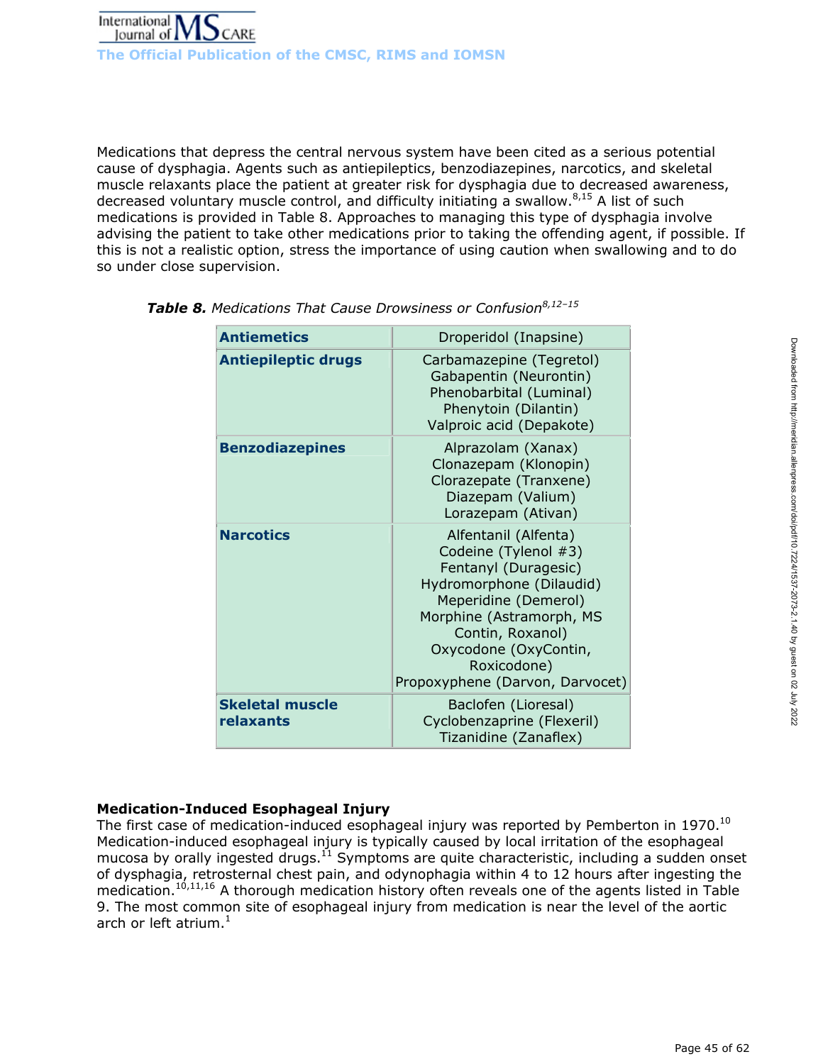Medications that depress the central nervous system have been cited as a serious potential cause of dysphagia. Agents such as antiepileptics, benzodiazepines, narcotics, and skeletal muscle relaxants place the patient at greater risk for dysphagia due to decreased awareness, decreased voluntary muscle control, and difficulty initiating a swallow.[8,15] A list of such medications is provided in Table 8. Approaches to managing this type of dysphagia involve advising the patient to take other medications prior to taking the offending agent, if possible. If this is not a realistic option, stress the importance of using caution when swallowing and to do so under close supervision.

***Table 8.*** *Medications That Cause Drowsiness or Confusion*[8,12–15]

| | |
|---|---|
| **Antiemetics** | Droperidol (Inapsine) |
| **Antiepileptic drugs** | Carbamazepine (Tegretol)<br>Gabapentin (Neurontin)<br>Phenobarbital (Luminal)<br>Phenytoin (Dilantin)<br>Valproic acid (Depakote) |
| **Benzodiazepines** | Alprazolam (Xanax)<br>Clonazepam (Klonopin)<br>Clorazepate (Tranxene)<br>Diazepam (Valium)<br>Lorazepam (Ativan) |
| **Narcotics** | Alfentanil (Alfenta)<br>Codeine (Tylenol #3)<br>Fentanyl (Duragesic)<br>Hydromorphone (Dilaudid)<br>Meperidine (Demerol)<br>Morphine (Astramorph, MS Contin, Roxanol)<br>Oxycodone (OxyContin, Roxicodone)<br>Propoxyphene (Darvon, Darvocet) |
| **Skeletal muscle relaxants** | Baclofen (Lioresal)<br>Cyclobenzaprine (Flexeril)<br>Tizanidine (Zanaflex) |

### Medication-Induced Esophageal Injury

The first case of medication-induced esophageal injury was reported by Pemberton in 1970.[10] Medication-induced esophageal injury is typically caused by local irritation of the esophageal mucosa by orally ingested drugs.[11] Symptoms are quite characteristic, including a sudden onset of dysphagia, retrosternal chest pain, and odynophagia within 4 to 12 hours after ingesting the medication.[10,11,16] A thorough medication history often reveals one of the agents listed in Table 9. The most common site of esophageal injury from medication is near the level of the aortic arch or left atrium.[1]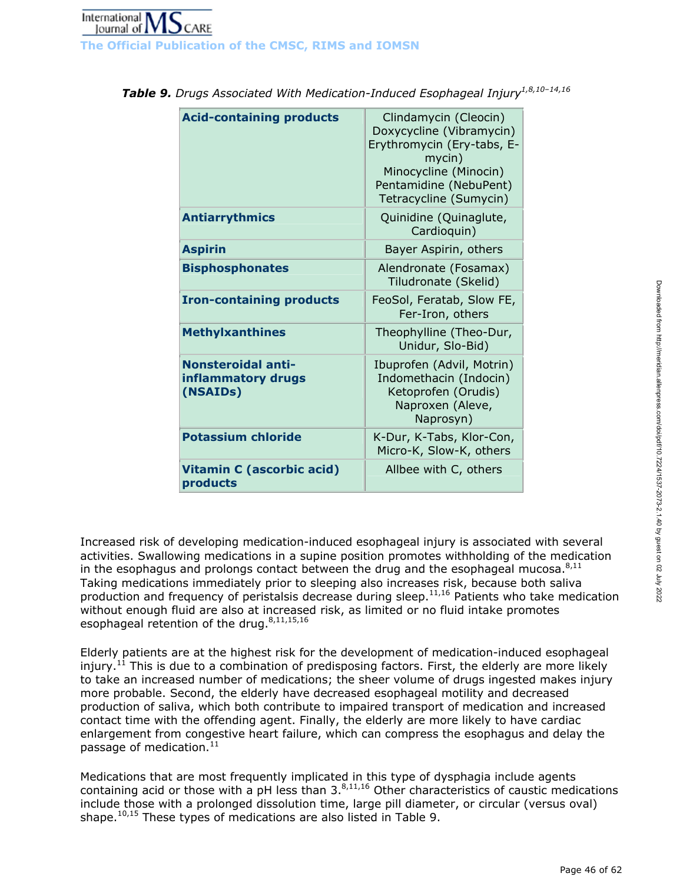***Table 9.*** *Drugs Associated With Medication-Induced Esophageal Injury*[1,8,10–14,16]

| | |
|---|---|
| **Acid-containing products** | Clindamycin (Cleocin)<br>Doxycycline (Vibramycin)<br>Erythromycin (Ery-tabs, E-mycin)<br>Minocycline (Minocin)<br>Pentamidine (NebuPent)<br>Tetracycline (Sumycin) |
| **Antiarrythmics** | Quinidine (Quinaglute, Cardioquin) |
| **Aspirin** | Bayer Aspirin, others |
| **Bisphosphonates** | Alendronate (Fosamax)<br>Tiludronate (Skelid) |
| **Iron-containing products** | FeoSol, Feratab, Slow FE, Fer-Iron, others |
| **Methylxanthines** | Theophylline (Theo-Dur, Unidur, Slo-Bid) |
| **Nonsteroidal anti-inflammatory drugs (NSAIDs)** | Ibuprofen (Advil, Motrin)<br>Indomethacin (Indocin)<br>Ketoprofen (Orudis)<br>Naproxen (Aleve, Naprosyn) |
| **Potassium chloride** | K-Dur, K-Tabs, Klor-Con, Micro-K, Slow-K, others |
| **Vitamin C (ascorbic acid) products** | Allbee with C, others |

Increased risk of developing medication-induced esophageal injury is associated with several activities. Swallowing medications in a supine position promotes withholding of the medication in the esophagus and prolongs contact between the drug and the esophageal mucosa.[8,11] Taking medications immediately prior to sleeping also increases risk, because both saliva production and frequency of peristalsis decrease during sleep.[11,16] Patients who take medication without enough fluid are also at increased risk, as limited or no fluid intake promotes esophageal retention of the drug.[8,11,15,16]

Elderly patients are at the highest risk for the development of medication-induced esophageal injury.[11] This is due to a combination of predisposing factors. First, the elderly are more likely to take an increased number of medications; the sheer volume of drugs ingested makes injury more probable. Second, the elderly have decreased esophageal motility and decreased production of saliva, which both contribute to impaired transport of medication and increased contact time with the offending agent. Finally, the elderly are more likely to have cardiac enlargement from congestive heart failure, which can compress the esophagus and delay the passage of medication.[11]

Medications that are most frequently implicated in this type of dysphagia include agents containing acid or those with a pH less than 3.[8,11,16] Other characteristics of caustic medications include those with a prolonged dissolution time, large pill diameter, or circular (versus oval) shape.[10,15] These types of medications are also listed in Table 9.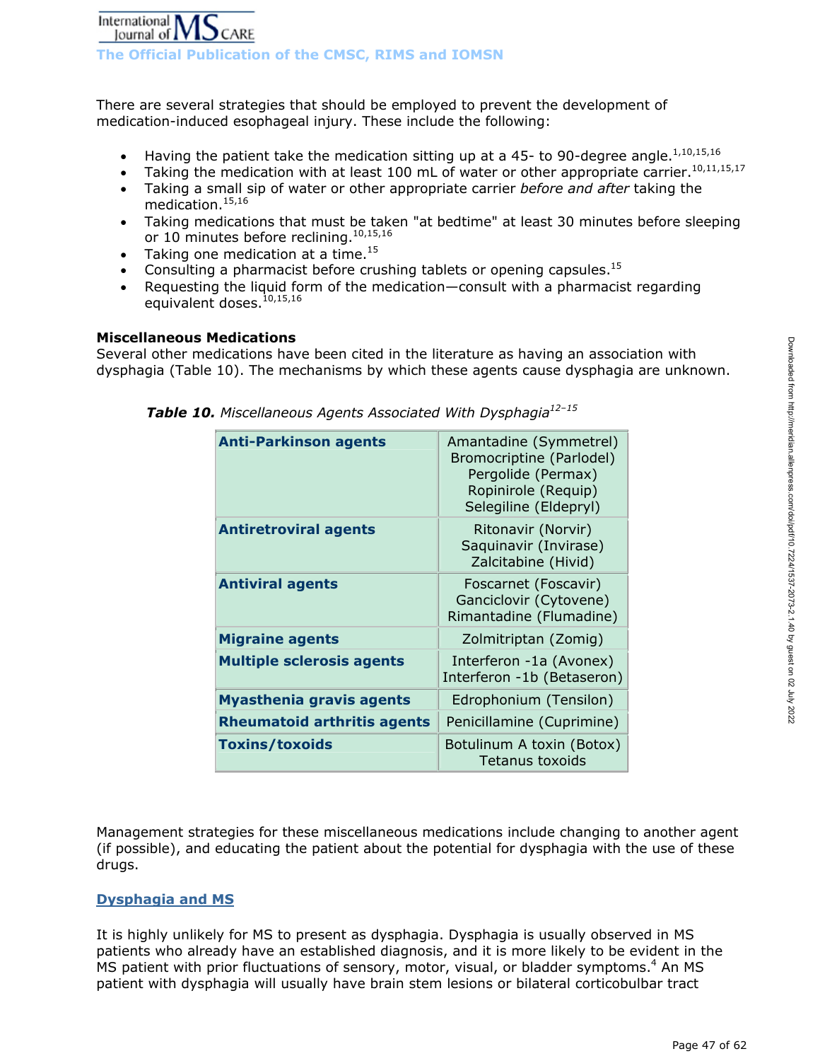There are several strategies that should be employed to prevent the development of medication-induced esophageal injury. These include the following:

- Having the patient take the medication sitting up at a 45- to 90-degree angle.[1,10,15,16]
- Taking the medication with at least 100 mL of water or other appropriate carrier.[10,11,15,17]
- Taking a small sip of water or other appropriate carrier *before and after* taking the medication.[15,16]
- Taking medications that must be taken "at bedtime" at least 30 minutes before sleeping or 10 minutes before reclining.[10,15,16]
- Taking one medication at a time.[15]
- Consulting a pharmacist before crushing tablets or opening capsules.[15]
- Requesting the liquid form of the medication—consult with a pharmacist regarding equivalent doses.[10,15,16]

**Miscellaneous Medications**

Several other medications have been cited in the literature as having an association with dysphagia (Table 10). The mechanisms by which these agents cause dysphagia are unknown.

***Table 10.*** *Miscellaneous Agents Associated With Dysphagia*[12–15]

| | |
|---|---|
| **Anti-Parkinson agents** | Amantadine (Symmetrel)<br>Bromocriptine (Parlodel)<br>Pergolide (Permax)<br>Ropinirole (Requip)<br>Selegiline (Eldepryl) |
| **Antiretroviral agents** | Ritonavir (Norvir)<br>Saquinavir (Invirase)<br>Zalcitabine (Hivid) |
| **Antiviral agents** | Foscarnet (Foscavir)<br>Ganciclovir (Cytovene)<br>Rimantadine (Flumadine) |
| **Migraine agents** | Zolmitriptan (Zomig) |
| **Multiple sclerosis agents** | Interferon -1a (Avonex)<br>Interferon -1b (Betaseron) |
| **Myasthenia gravis agents** | Edrophonium (Tensilon) |
| **Rheumatoid arthritis agents** | Penicillamine (Cuprimine) |
| **Toxins/toxoids** | Botulinum A toxin (Botox)<br>Tetanus toxoids |

Management strategies for these miscellaneous medications include changing to another agent (if possible), and educating the patient about the potential for dysphagia with the use of these drugs.

## Dysphagia and MS

It is highly unlikely for MS to present as dysphagia. Dysphagia is usually observed in MS patients who already have an established diagnosis, and it is more likely to be evident in the MS patient with prior fluctuations of sensory, motor, visual, or bladder symptoms.[4] An MS patient with dysphagia will usually have brain stem lesions or bilateral corticobulbar tract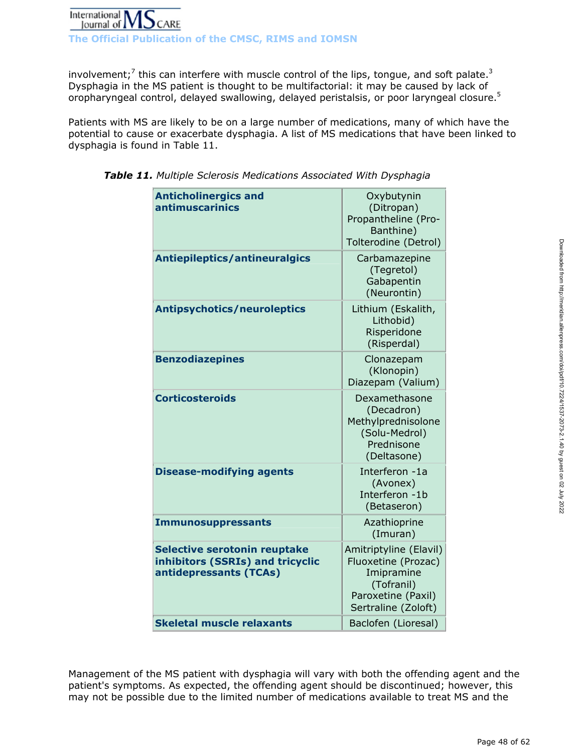involvement;[7] this can interfere with muscle control of the lips, tongue, and soft palate.[3] Dysphagia in the MS patient is thought to be multifactorial: it may be caused by lack of oropharyngeal control, delayed swallowing, delayed peristalsis, or poor laryngeal closure.[5]

Patients with MS are likely to be on a large number of medications, many of which have the potential to cause or exacerbate dysphagia. A list of MS medications that have been linked to dysphagia is found in Table 11.

***Table 11.*** *Multiple Sclerosis Medications Associated With Dysphagia*

| | |
|---|---|
| **Anticholinergics and antimuscarinics** | Oxybutynin (Ditropan)<br>Propantheline (Pro-Banthine)<br>Tolterodine (Detrol) |
| **Antiepileptics/antineuralgics** | Carbamazepine (Tegretol)<br>Gabapentin (Neurontin) |
| **Antipsychotics/neuroleptics** | Lithium (Eskalith, Lithobid)<br>Risperidone (Risperdal) |
| **Benzodiazepines** | Clonazepam (Klonopin)<br>Diazepam (Valium) |
| **Corticosteroids** | Dexamethasone (Decadron)<br>Methylprednisolone (Solu-Medrol)<br>Prednisone (Deltasone) |
| **Disease-modifying agents** | Interferon -1a (Avonex)<br>Interferon -1b (Betaseron) |
| **Immunosuppressants** | Azathioprine (Imuran) |
| **Selective serotonin reuptake inhibitors (SSRIs) and tricyclic antidepressants (TCAs)** | Amitriptyline (Elavil)<br>Fluoxetine (Prozac)<br>Imipramine (Tofranil)<br>Paroxetine (Paxil)<br>Sertraline (Zoloft) |
| **Skeletal muscle relaxants** | Baclofen (Lioresal) |

Management of the MS patient with dysphagia will vary with both the offending agent and the patient's symptoms. As expected, the offending agent should be discontinued; however, this may not be possible due to the limited number of medications available to treat MS and the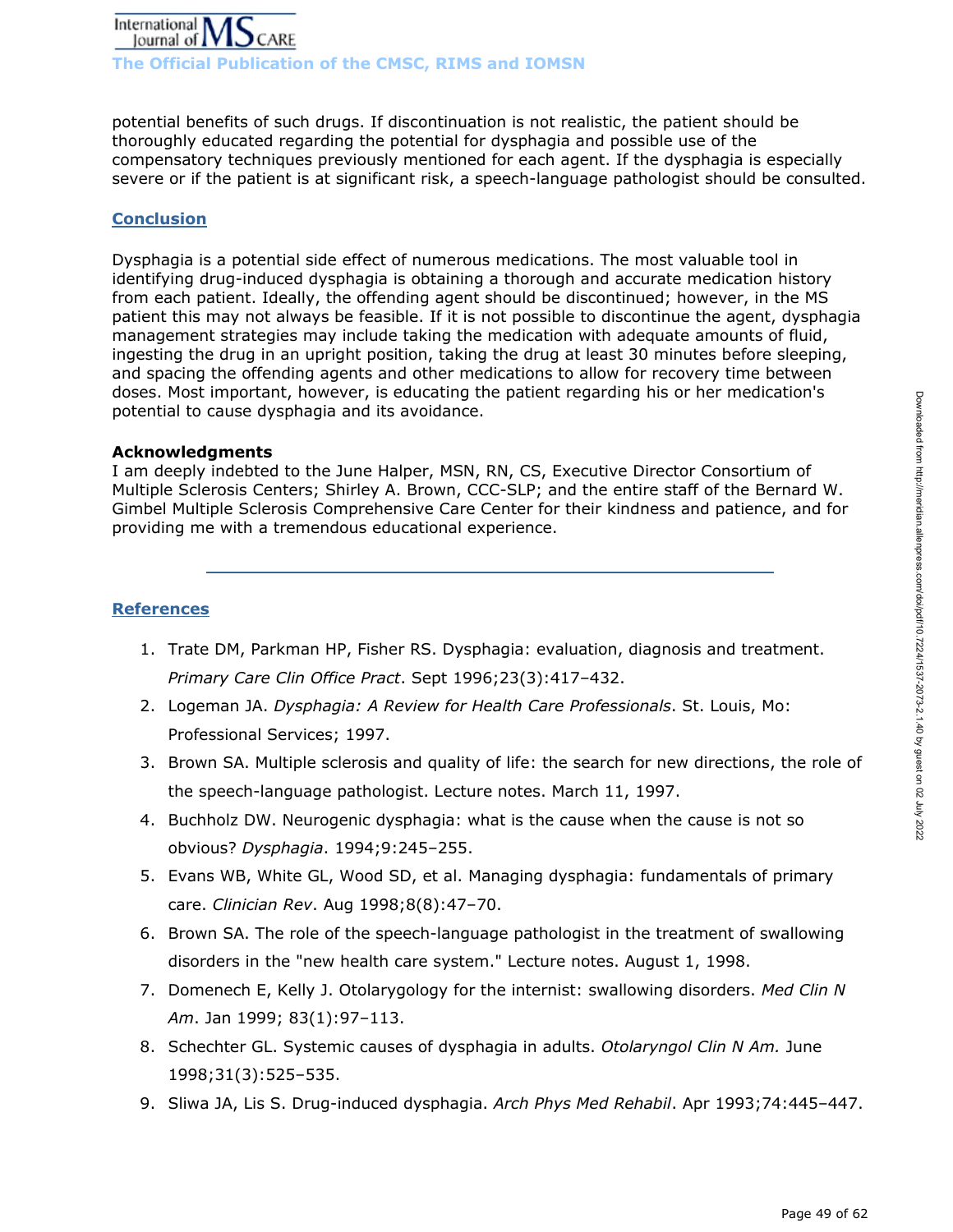potential benefits of such drugs. If discontinuation is not realistic, the patient should be thoroughly educated regarding the potential for dysphagia and possible use of the compensatory techniques previously mentioned for each agent. If the dysphagia is especially severe or if the patient is at significant risk, a speech-language pathologist should be consulted.

## Conclusion

Dysphagia is a potential side effect of numerous medications. The most valuable tool in identifying drug-induced dysphagia is obtaining a thorough and accurate medication history from each patient. Ideally, the offending agent should be discontinued; however, in the MS patient this may not always be feasible. If it is not possible to discontinue the agent, dysphagia management strategies may include taking the medication with adequate amounts of fluid, ingesting the drug in an upright position, taking the drug at least 30 minutes before sleeping, and spacing the offending agents and other medications to allow for recovery time between doses. Most important, however, is educating the patient regarding his or her medication's potential to cause dysphagia and its avoidance.

**Acknowledgments**

I am deeply indebted to the June Halper, MSN, RN, CS, Executive Director Consortium of Multiple Sclerosis Centers; Shirley A. Brown, CCC-SLP; and the entire staff of the Bernard W. Gimbel Multiple Sclerosis Comprehensive Care Center for their kindness and patience, and for providing me with a tremendous educational experience.

---

## References

1. Trate DM, Parkman HP, Fisher RS. Dysphagia: evaluation, diagnosis and treatment. *Primary Care Clin Office Pract*. Sept 1996;23(3):417–432.
2. Logeman JA. *Dysphagia: A Review for Health Care Professionals*. St. Louis, Mo: Professional Services; 1997.
3. Brown SA. Multiple sclerosis and quality of life: the search for new directions, the role of the speech-language pathologist. Lecture notes. March 11, 1997.
4. Buchholz DW. Neurogenic dysphagia: what is the cause when the cause is not so obvious? *Dysphagia*. 1994;9:245–255.
5. Evans WB, White GL, Wood SD, et al. Managing dysphagia: fundamentals of primary care. *Clinician Rev*. Aug 1998;8(8):47–70.
6. Brown SA. The role of the speech-language pathologist in the treatment of swallowing disorders in the "new health care system." Lecture notes. August 1, 1998.
7. Domenech E, Kelly J. Otolarygology for the internist: swallowing disorders. *Med Clin N Am*. Jan 1999; 83(1):97–113.
8. Schechter GL. Systemic causes of dysphagia in adults. *Otolaryngol Clin N Am.* June 1998;31(3):525–535.
9. Sliwa JA, Lis S. Drug-induced dysphagia. *Arch Phys Med Rehabil*. Apr 1993;74:445–447.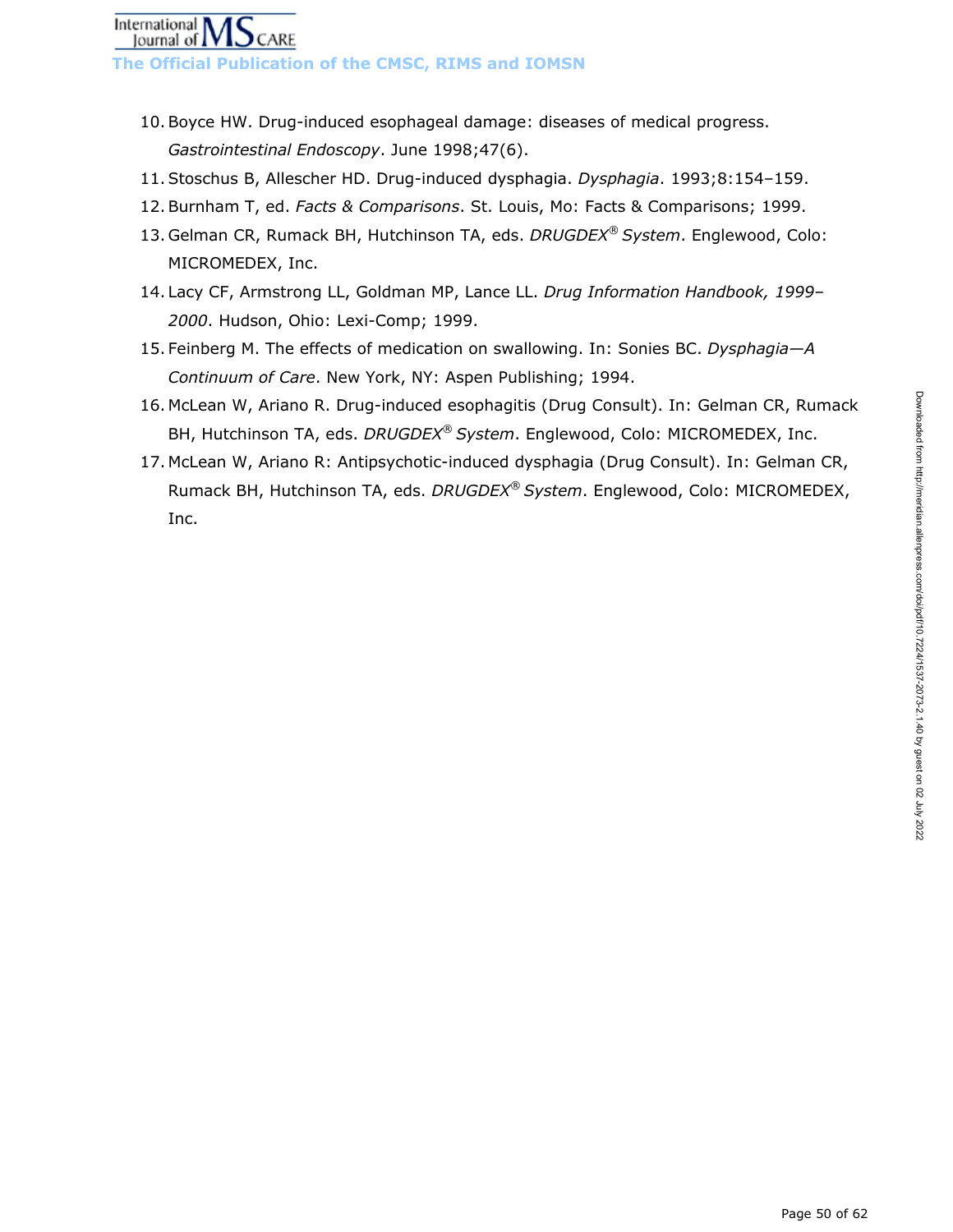10. Boyce HW. Drug-induced esophageal damage: diseases of medical progress. *Gastrointestinal Endoscopy*. June 1998;47(6).
11. Stoschus B, Allescher HD. Drug-induced dysphagia. *Dysphagia*. 1993;8:154–159.
12. Burnham T, ed. *Facts & Comparisons*. St. Louis, Mo: Facts & Comparisons; 1999.
13. Gelman CR, Rumack BH, Hutchinson TA, eds. *DRUGDEX® System*. Englewood, Colo: MICROMEDEX, Inc.
14. Lacy CF, Armstrong LL, Goldman MP, Lance LL. *Drug Information Handbook, 1999–2000*. Hudson, Ohio: Lexi-Comp; 1999.
15. Feinberg M. The effects of medication on swallowing. In: Sonies BC. *Dysphagia—A Continuum of Care*. New York, NY: Aspen Publishing; 1994.
16. McLean W, Ariano R. Drug-induced esophagitis (Drug Consult). In: Gelman CR, Rumack BH, Hutchinson TA, eds. *DRUGDEX® System*. Englewood, Colo: MICROMEDEX, Inc.
17. McLean W, Ariano R: Antipsychotic-induced dysphagia (Drug Consult). In: Gelman CR, Rumack BH, Hutchinson TA, eds. *DRUGDEX® System*. Englewood, Colo: MICROMEDEX, Inc.